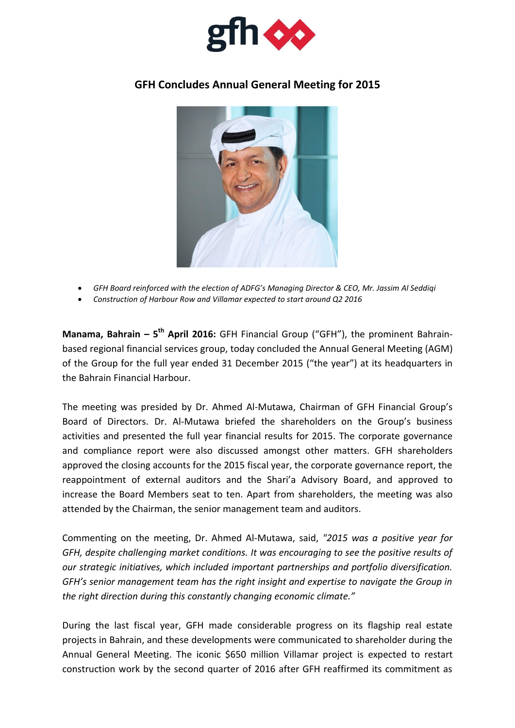# GFH Concludes Annual General Meeting for 2015

- *GFH Board reinforced with the election of ADFG's Managing Director & CEO, Mr. Jassim Al Seddiqi*
- *Construction of Harbour Row and Villamar expected to start around Q2 2016*

**Manama, Bahrain – 5th April 2016:** GFH Financial Group ("GFH"), the prominent Bahrain-based regional financial services group, today concluded the Annual General Meeting (AGM) of the Group for the full year ended 31 December 2015 ("the year") at its headquarters in the Bahrain Financial Harbour.

The meeting was presided by Dr. Ahmed Al-Mutawa, Chairman of GFH Financial Group's Board of Directors. Dr. Al-Mutawa briefed the shareholders on the Group's business activities and presented the full year financial results for 2015. The corporate governance and compliance report were also discussed amongst other matters. GFH shareholders approved the closing accounts for the 2015 fiscal year, the corporate governance report, the reappointment of external auditors and the Shari'a Advisory Board, and approved to increase the Board Members seat to ten. Apart from shareholders, the meeting was also attended by the Chairman, the senior management team and auditors.

Commenting on the meeting, Dr. Ahmed Al-Mutawa, said, *"2015 was a positive year for GFH, despite challenging market conditions. It was encouraging to see the positive results of our strategic initiatives, which included important partnerships and portfolio diversification. GFH's senior management team has the right insight and expertise to navigate the Group in the right direction during this constantly changing economic climate."*

During the last fiscal year, GFH made considerable progress on its flagship real estate projects in Bahrain, and these developments were communicated to shareholder during the Annual General Meeting. The iconic $650 million Villamar project is expected to restart construction work by the second quarter of 2016 after GFH reaffirmed its commitment as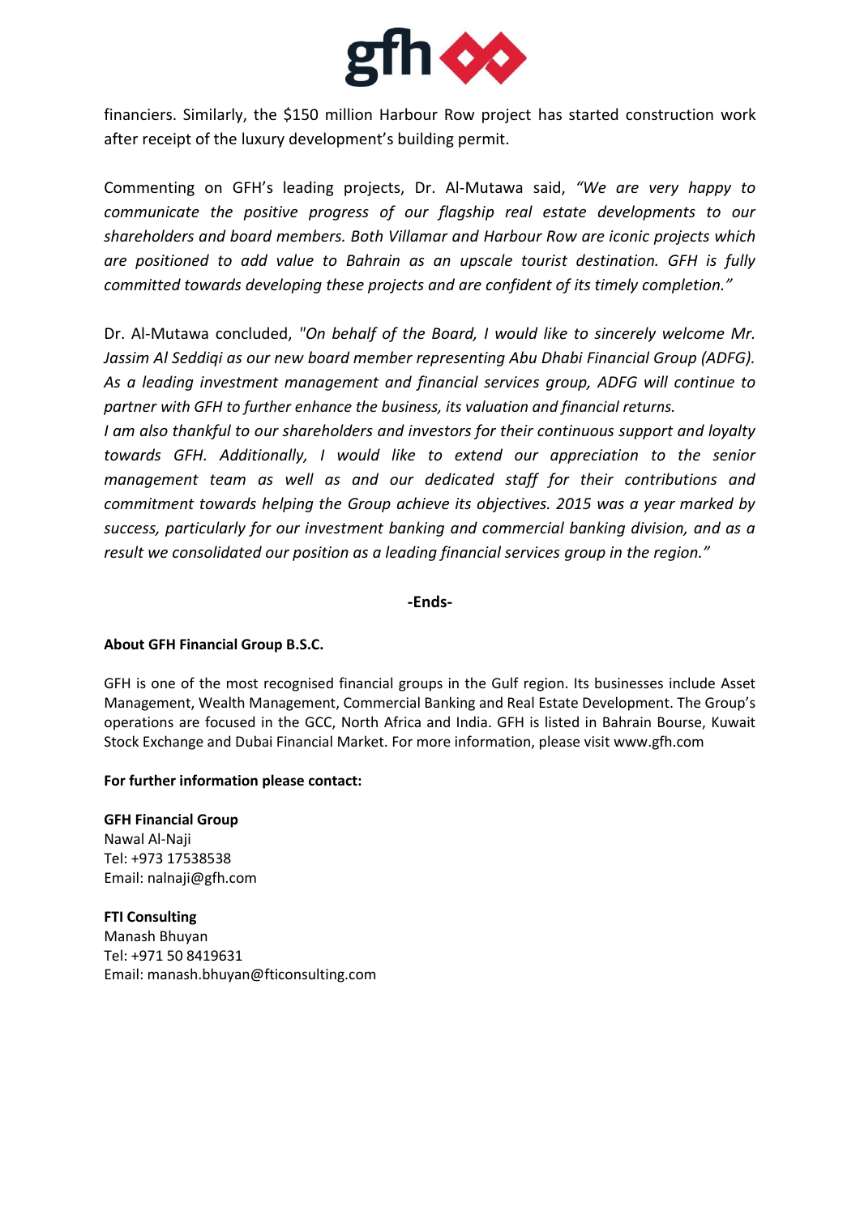financiers. Similarly, the $150 million Harbour Row project has started construction work after receipt of the luxury development's building permit.

Commenting on GFH's leading projects, Dr. Al-Mutawa said, *"We are very happy to communicate the positive progress of our flagship real estate developments to our shareholders and board members. Both Villamar and Harbour Row are iconic projects which are positioned to add value to Bahrain as an upscale tourist destination. GFH is fully committed towards developing these projects and are confident of its timely completion."*

Dr. Al-Mutawa concluded, *"On behalf of the Board, I would like to sincerely welcome Mr. Jassim Al Seddiqi as our new board member representing Abu Dhabi Financial Group (ADFG). As a leading investment management and financial services group, ADFG will continue to partner with GFH to further enhance the business, its valuation and financial returns.*
*I am also thankful to our shareholders and investors for their continuous support and loyalty towards GFH. Additionally, I would like to extend our appreciation to the senior management team as well as and our dedicated staff for their contributions and commitment towards helping the Group achieve its objectives. 2015 was a year marked by success, particularly for our investment banking and commercial banking division, and as a result we consolidated our position as a leading financial services group in the region."*

**-Ends-**

**About GFH Financial Group B.S.C.**

GFH is one of the most recognised financial groups in the Gulf region. Its businesses include Asset Management, Wealth Management, Commercial Banking and Real Estate Development. The Group's operations are focused in the GCC, North Africa and India. GFH is listed in Bahrain Bourse, Kuwait Stock Exchange and Dubai Financial Market. For more information, please visit www.gfh.com

**For further information please contact:**

**GFH Financial Group**
Nawal Al-Naji
Tel: +973 17538538
Email: nalnaji@gfh.com

**FTI Consulting**
Manash Bhuyan
Tel: +971 50 8419631
Email: manash.bhuyan@fticonsulting.com